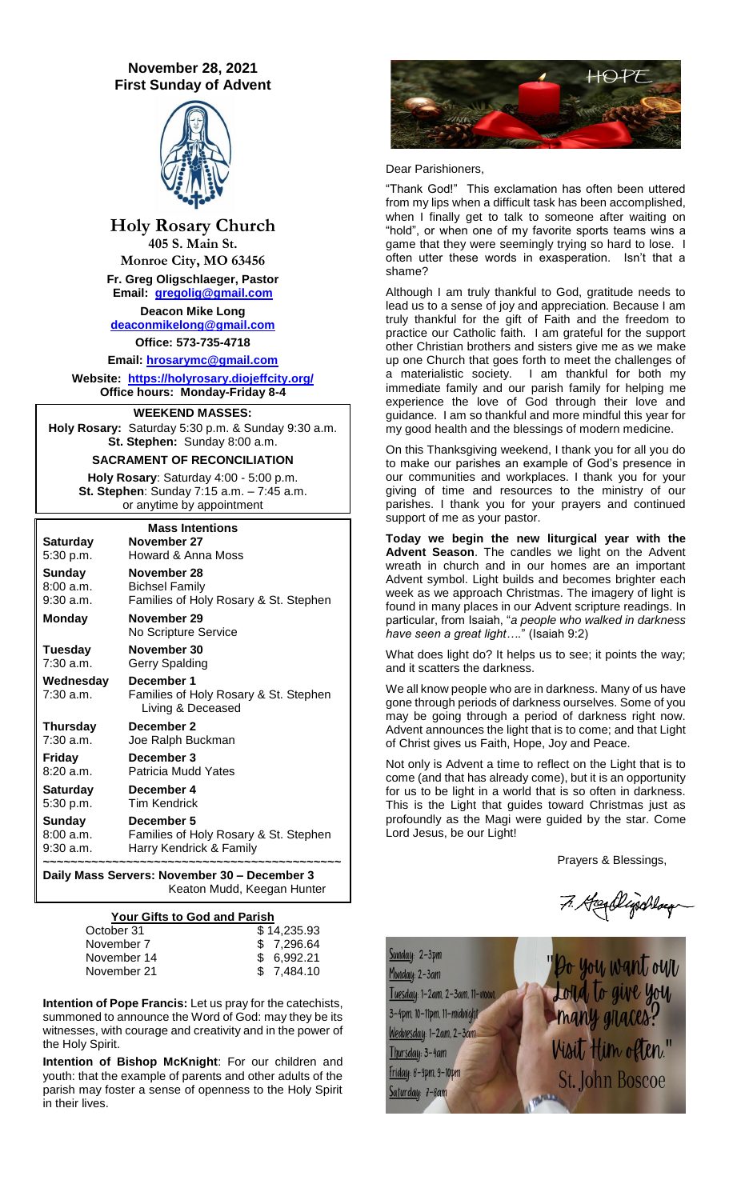# November 28, 2021
## First Sunday of Advent

# Holy Rosary Church

**405 S. Main St.**
**Monroe City, MO 63456**

**Fr. Greg Oligschlaeger, Pastor**
**Email: gregolig@gmail.com**

**Deacon Mike Long**
**deaconmikelong@gmail.com**

**Office: 573-735-4718**

**Email: hrosarymc@gmail.com**

**Website: https://holyrosary.diojeffcity.org/**
**Office hours: Monday-Friday 8-4**

**WEEKEND MASSES:**
**Holy Rosary:** Saturday 5:30 p.m. & Sunday 9:30 a.m.
**St. Stephen:** Sunday 8:00 a.m.

**SACRAMENT OF RECONCILIATION**
**Holy Rosary**: Saturday 4:00 - 5:00 p.m.
**St. Stephen**: Sunday 7:15 a.m. – 7:45 a.m.
or anytime by appointment

**Mass Intentions**

| | |
|---|---|
| **Saturday** | **November 27** |
| 5:30 p.m. | Howard & Anna Moss |
| **Sunday** | **November 28** |
| 8:00 a.m. | Bichsel Family |
| 9:30 a.m. | Families of Holy Rosary & St. Stephen |
| **Monday** | **November 29** |
| | No Scripture Service |
| **Tuesday** | **November 30** |
| 7:30 a.m. | Gerry Spalding |
| **Wednesday** | **December 1** |
| 7:30 a.m. | Families of Holy Rosary & St. Stephen Living & Deceased |
| **Thursday** | **December 2** |
| 7:30 a.m. | Joe Ralph Buckman |
| **Friday** | **December 3** |
| 8:20 a.m. | Patricia Mudd Yates |
| **Saturday** | **December 4** |
| 5:30 p.m. | Tim Kendrick |
| **Sunday** | **December 5** |
| 8:00 a.m. | Families of Holy Rosary & St. Stephen |
| 9:30 a.m. | Harry Kendrick & Family |

**Daily Mass Servers: November 30 – December 3**
Keaton Mudd, Keegan Hunter

**Your Gifts to God and Parish**

| | |
|---|---|
| October 31 | $ 14,235.93 |
| November 7 | $ 7,296.64 |
| November 14 | $ 6,992.21 |
| November 21 | $ 7,484.10 |

**Intention of Pope Francis:** Let us pray for the catechists, summoned to announce the Word of God: may they be its witnesses, with courage and creativity and in the power of the Holy Spirit.

**Intention of Bishop McKnight**: For our children and youth: that the example of parents and other adults of the parish may foster a sense of openness to the Holy Spirit in their lives.

Dear Parishioners,

"Thank God!" This exclamation has often been uttered from my lips when a difficult task has been accomplished, when I finally get to talk to someone after waiting on "hold", or when one of my favorite sports teams wins a game that they were seemingly trying so hard to lose. I often utter these words in exasperation. Isn't that a shame?

Although I am truly thankful to God, gratitude needs to lead us to a sense of joy and appreciation. Because I am truly thankful for the gift of Faith and the freedom to practice our Catholic faith. I am grateful for the support other Christian brothers and sisters give me as we make up one Church that goes forth to meet the challenges of a materialistic society. I am thankful for both my immediate family and our parish family for helping me experience the love of God through their love and guidance. I am so thankful and more mindful this year for my good health and the blessings of modern medicine.

On this Thanksgiving weekend, I thank you for all you do to make our parishes an example of God's presence in our communities and workplaces. I thank you for your giving of time and resources to the ministry of our parishes. I thank you for your prayers and continued support of me as your pastor.

**Today we begin the new liturgical year with the Advent Season**. The candles we light on the Advent wreath in church and in our homes are an important Advent symbol. Light builds and becomes brighter each week as we approach Christmas. The imagery of light is found in many places in our Advent scripture readings. In particular, from Isaiah, "*a people who walked in darkness have seen a great light….*" (Isaiah 9:2)

What does light do? It helps us to see; it points the way; and it scatters the darkness.

We all know people who are in darkness. Many of us have gone through periods of darkness ourselves. Some of you may be going through a period of darkness right now. Advent announces the light that is to come; and that Light of Christ gives us Faith, Hope, Joy and Peace.

Not only is Advent a time to reflect on the Light that is to come (and that has already come), but it is an opportunity for us to be light in a world that is so often in darkness. This is the Light that guides toward Christmas just as profoundly as the Magi were guided by the star. Come Lord Jesus, be our Light!

Prayers & Blessings,

Fr. Greg Oligschlaeger

Sunday: 2-3pm
Monday: 2-3am
Tuesday: 1-2am, 2-3am, 11-noon, 3-4pm, 10-11pm, 11-midnight
Wednesday: 1-2am, 2-3am
Thursday: 3-4am
Friday: 8-9pm, 9-10pm
Saturday: 7-8am

"Do you want our Lord to give you many graces? Visit Him often."
St. John Boscoe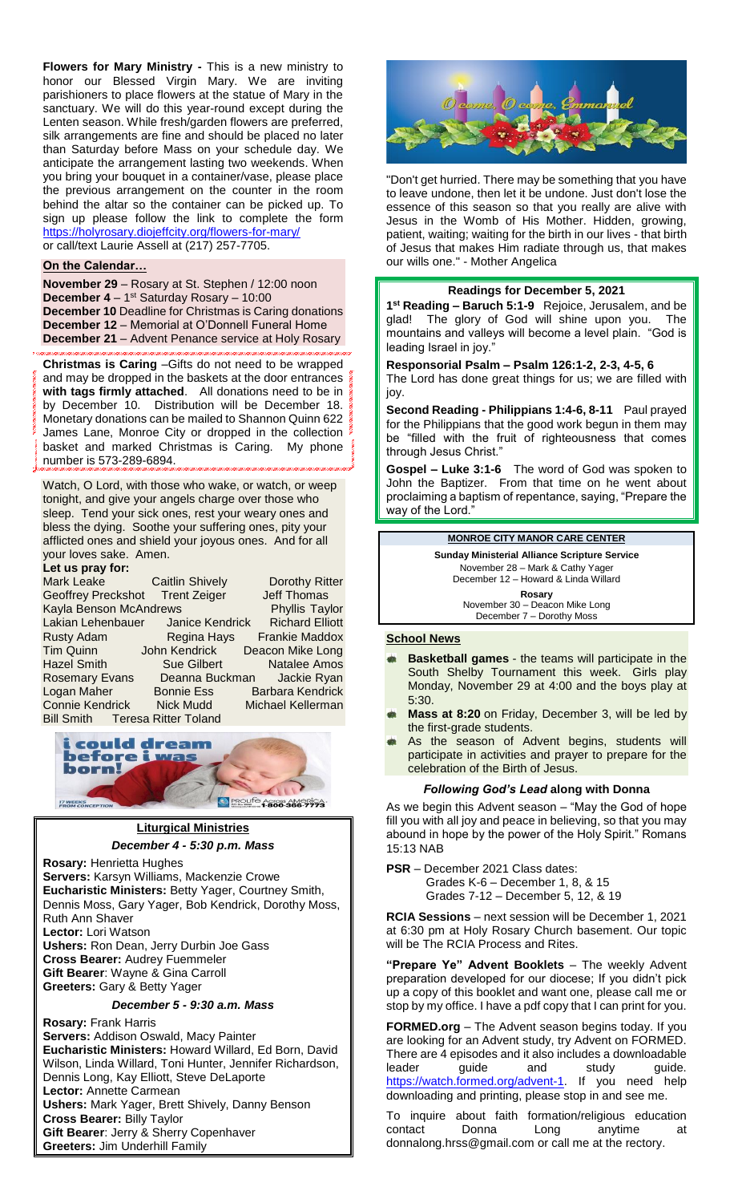**Flowers for Mary Ministry -** This is a new ministry to honor our Blessed Virgin Mary. We are inviting parishioners to place flowers at the statue of Mary in the sanctuary. We will do this year-round except during the Lenten season. While fresh/garden flowers are preferred, silk arrangements are fine and should be placed no later than Saturday before Mass on your schedule day. We anticipate the arrangement lasting two weekends. When you bring your bouquet in a container/vase, please place the previous arrangement on the counter in the room behind the altar so the container can be picked up. To sign up please follow the link to complete the form https://holyrosary.diojeffcity.org/flowers-for-mary/ or call/text Laurie Assell at (217) 257-7705.

## On the Calendar…

**November 29** – Rosary at St. Stephen / 12:00 noon
**December 4** – 1st Saturday Rosary – 10:00
**December 10** Deadline for Christmas is Caring donations
**December 12** – Memorial at O'Donnell Funeral Home
**December 21** – Advent Penance service at Holy Rosary

**Christmas is Caring** –Gifts do not need to be wrapped and may be dropped in the baskets at the door entrances **with tags firmly attached**. All donations need to be in by December 10. Distribution will be December 18. Monetary donations can be mailed to Shannon Quinn 622 James Lane, Monroe City or dropped in the collection basket and marked Christmas is Caring. My phone number is 573-289-6894.

Watch, O Lord, with those who wake, or watch, or weep tonight, and give your angels charge over those who sleep. Tend your sick ones, rest your weary ones and bless the dying. Soothe your suffering ones, pity your afflicted ones and shield your joyous ones. And for all your loves sake. Amen.

**Let us pray for:**

Mark Leake, Caitlin Shively, Dorothy Ritter, Geoffrey Preckshot, Trent Zeiger, Jeff Thomas, Kayla Benson McAndrews, Phyllis Taylor, Lakian Lehenbauer, Janice Kendrick, Richard Elliott, Rusty Adam, Regina Hays, Frankie Maddox, Tim Quinn, John Kendrick, Deacon Mike Long, Hazel Smith, Sue Gilbert, Natalee Amos, Rosemary Evans, Deanna Buckman, Jackie Ryan, Logan Maher, Bonnie Ess, Barbara Kendrick, Connie Kendrick, Nick Mudd, Michael Kellerman, Bill Smith, Teresa Ritter Toland

i could dream before i was born!

17 WEEKS FROM CONCEPTION — PROLIFE Across AMERICA 1-800-366-7773

## Liturgical Ministries

### *December 4 - 5:30 p.m. Mass*

**Rosary:** Henrietta Hughes
**Servers:** Karsyn Williams, Mackenzie Crowe
**Eucharistic Ministers:** Betty Yager, Courtney Smith, Dennis Moss, Gary Yager, Bob Kendrick, Dorothy Moss, Ruth Ann Shaver
**Lector:** Lori Watson
**Ushers:** Ron Dean, Jerry Durbin Joe Gass
**Cross Bearer:** Audrey Fuemmeler
**Gift Bearer**: Wayne & Gina Carroll
**Greeters:** Gary & Betty Yager

### *December 5 - 9:30 a.m. Mass*

**Rosary:** Frank Harris
**Servers:** Addison Oswald, Macy Painter
**Eucharistic Ministers:** Howard Willard, Ed Born, David Wilson, Linda Willard, Toni Hunter, Jennifer Richardson, Dennis Long, Kay Elliott, Steve DeLaporte
**Lector:** Annette Carmean
**Ushers:** Mark Yager, Brett Shively, Danny Benson
**Cross Bearer:** Billy Taylor
**Gift Bearer**: Jerry & Sherry Copenhaver
**Greeters:** Jim Underhill Family

O come, O come, Emmanuel

"Don't get hurried. There may be something that you have to leave undone, then let it be undone. Just don't lose the essence of this season so that you really are alive with Jesus in the Womb of His Mother. Hidden, growing, patient, waiting; waiting for the birth in our lives - that birth of Jesus that makes Him radiate through us, that makes our wills one." - Mother Angelica

## Readings for December 5, 2021

**1st Reading – Baruch 5:1-9** Rejoice, Jerusalem, and be glad! The glory of God will shine upon you. The mountains and valleys will become a level plain. "God is leading Israel in joy."

**Responsorial Psalm – Psalm 126:1-2, 2-3, 4-5, 6**
The Lord has done great things for us; we are filled with joy.

**Second Reading - Philippians 1:4-6, 8-11** Paul prayed for the Philippians that the good work begun in them may be "filled with the fruit of righteousness that comes through Jesus Christ."

**Gospel – Luke 3:1-6** The word of God was spoken to John the Baptizer. From that time on he went about proclaiming a baptism of repentance, saying, "Prepare the way of the Lord."

## MONROE CITY MANOR CARE CENTER

**Sunday Ministerial Alliance Scripture Service**
November 28 – Mark & Cathy Yager
December 12 – Howard & Linda Willard

**Rosary**
November 30 – Deacon Mike Long
December 7 – Dorothy Moss

## School News

- **Basketball games** - the teams will participate in the South Shelby Tournament this week. Girls play Monday, November 29 at 4:00 and the boys play at 5:30.
- **Mass at 8:20** on Friday, December 3, will be led by the first-grade students.
- As the season of Advent begins, students will participate in activities and prayer to prepare for the celebration of the Birth of Jesus.

### *Following God's Lead* along with Donna

As we begin this Advent season – "May the God of hope fill you with all joy and peace in believing, so that you may abound in hope by the power of the Holy Spirit." Romans 15:13 NAB

**PSR** – December 2021 Class dates:
Grades K-6 – December 1, 8, & 15
Grades 7-12 – December 5, 12, & 19

**RCIA Sessions** – next session will be December 1, 2021 at 6:30 pm at Holy Rosary Church basement. Our topic will be The RCIA Process and Rites.

**"Prepare Ye" Advent Booklets** – The weekly Advent preparation developed for our diocese; If you didn't pick up a copy of this booklet and want one, please call me or stop by my office. I have a pdf copy that I can print for you.

**FORMED.org** – The Advent season begins today. If you are looking for an Advent study, try Advent on FORMED. There are 4 episodes and it also includes a downloadable leader guide and study guide. https://watch.formed.org/advent-1. If you need help downloading and printing, please stop in and see me.

To inquire about faith formation/religious education contact Donna Long anytime at donnalong.hrss@gmail.com or call me at the rectory.